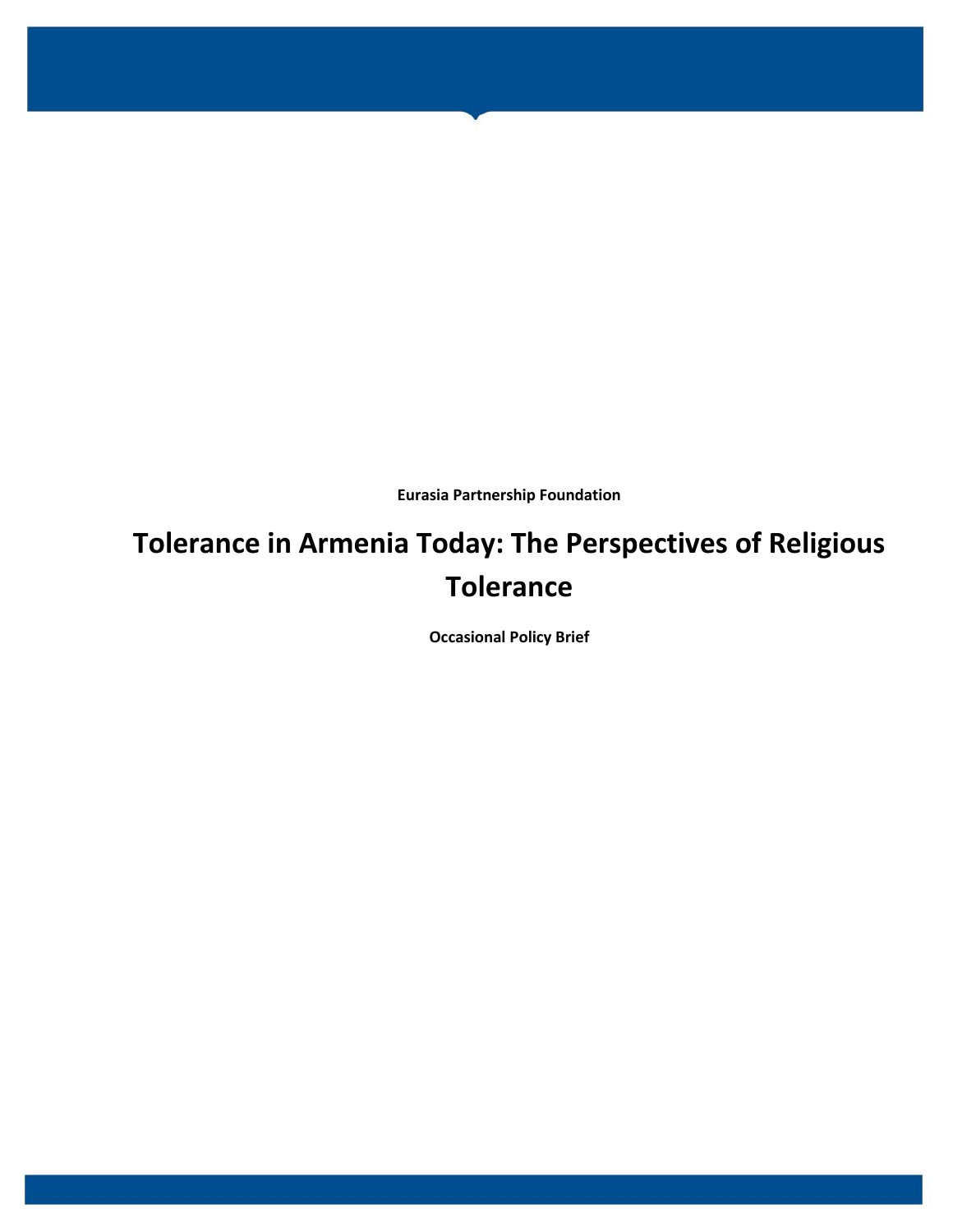**Eurasia Partnership Foundation**

# Tolerance in Armenia Today: The Perspectives of Religious Tolerance

**Occasional Policy Brief**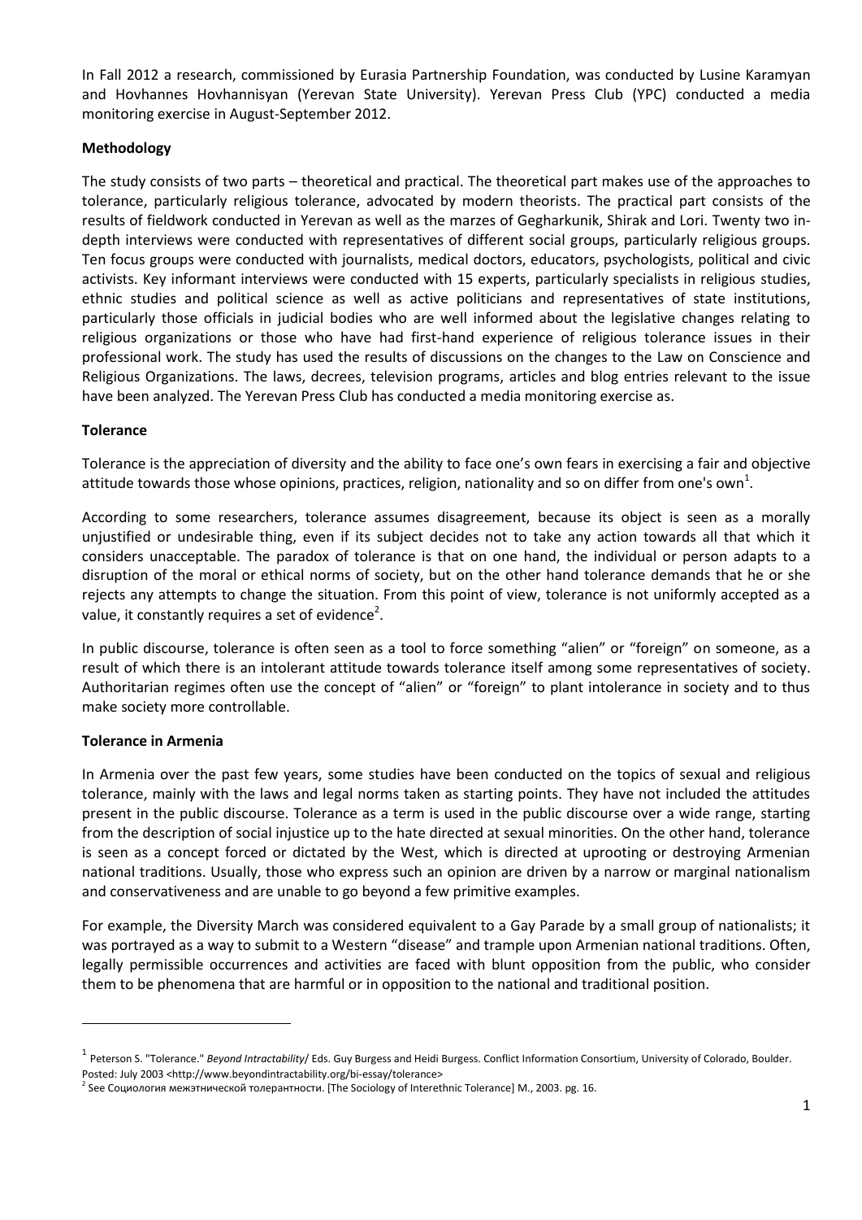In Fall 2012 a research, commissioned by Eurasia Partnership Foundation, was conducted by Lusine Karamyan and Hovhannes Hovhannisyan (Yerevan State University). Yerevan Press Club (YPC) conducted a media monitoring exercise in August-September 2012.

**Methodology**

The study consists of two parts – theoretical and practical. The theoretical part makes use of the approaches to tolerance, particularly religious tolerance, advocated by modern theorists. The practical part consists of the results of fieldwork conducted in Yerevan as well as the marzes of Gegharkunik, Shirak and Lori. Twenty two in-depth interviews were conducted with representatives of different social groups, particularly religious groups. Ten focus groups were conducted with journalists, medical doctors, educators, psychologists, political and civic activists. Key informant interviews were conducted with 15 experts, particularly specialists in religious studies, ethnic studies and political science as well as active politicians and representatives of state institutions, particularly those officials in judicial bodies who are well informed about the legislative changes relating to religious organizations or those who have had first-hand experience of religious tolerance issues in their professional work. The study has used the results of discussions on the changes to the Law on Conscience and Religious Organizations. The laws, decrees, television programs, articles and blog entries relevant to the issue have been analyzed. The Yerevan Press Club has conducted a media monitoring exercise as.

**Tolerance**

Tolerance is the appreciation of diversity and the ability to face one's own fears in exercising a fair and objective attitude towards those whose opinions, practices, religion, nationality and so on differ from one's own[1].

According to some researchers, tolerance assumes disagreement, because its object is seen as a morally unjustified or undesirable thing, even if its subject decides not to take any action towards all that which it considers unacceptable. The paradox of tolerance is that on one hand, the individual or person adapts to a disruption of the moral or ethical norms of society, but on the other hand tolerance demands that he or she rejects any attempts to change the situation. From this point of view, tolerance is not uniformly accepted as a value, it constantly requires a set of evidence[2].

In public discourse, tolerance is often seen as a tool to force something "alien" or "foreign" on someone, as a result of which there is an intolerant attitude towards tolerance itself among some representatives of society. Authoritarian regimes often use the concept of "alien" or "foreign" to plant intolerance in society and to thus make society more controllable.

**Tolerance in Armenia**

In Armenia over the past few years, some studies have been conducted on the topics of sexual and religious tolerance, mainly with the laws and legal norms taken as starting points. They have not included the attitudes present in the public discourse. Tolerance as a term is used in the public discourse over a wide range, starting from the description of social injustice up to the hate directed at sexual minorities. On the other hand, tolerance is seen as a concept forced or dictated by the West, which is directed at uprooting or destroying Armenian national traditions. Usually, those who express such an opinion are driven by a narrow or marginal nationalism and conservativeness and are unable to go beyond a few primitive examples.

For example, the Diversity March was considered equivalent to a Gay Parade by a small group of nationalists; it was portrayed as a way to submit to a Western "disease" and trample upon Armenian national traditions. Often, legally permissible occurrences and activities are faced with blunt opposition from the public, who consider them to be phenomena that are harmful or in opposition to the national and traditional position.

---

[1] Peterson S. "Tolerance." *Beyond Intractability*/ Eds. Guy Burgess and Heidi Burgess. Conflict Information Consortium, University of Colorado, Boulder. Posted: July 2003 <http://www.beyondintractability.org/bi-essay/tolerance>

[2] See Социология межэтнической толерантности. [The Sociology of Interethnic Tolerance] M., 2003. pg. 16.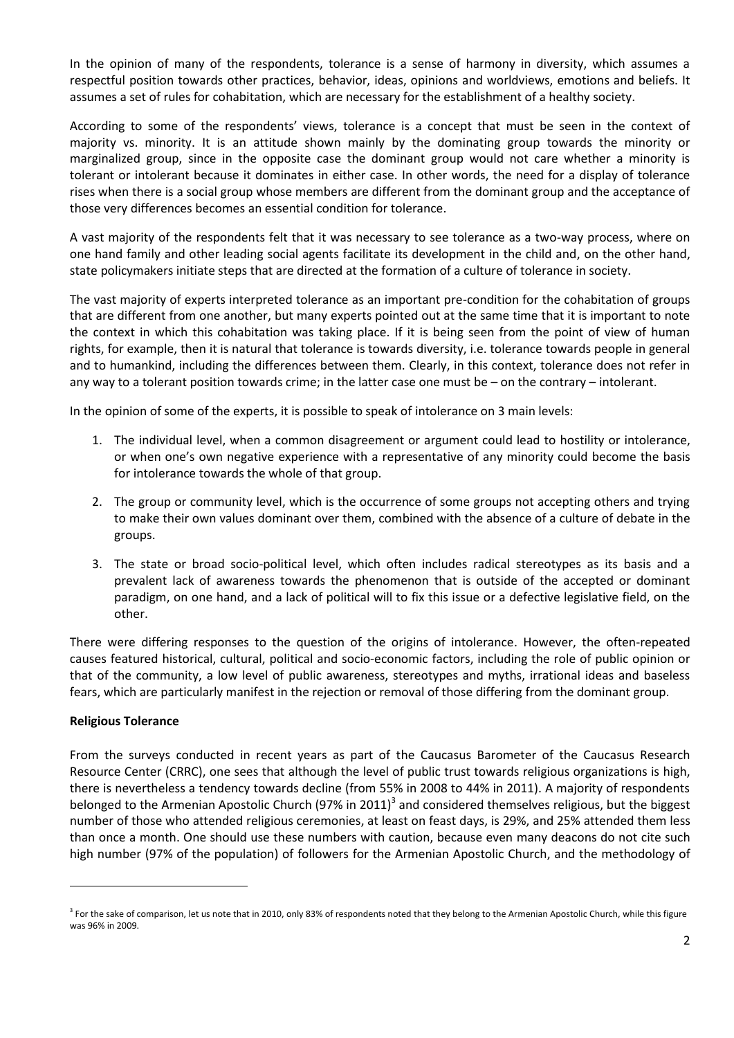In the opinion of many of the respondents, tolerance is a sense of harmony in diversity, which assumes a respectful position towards other practices, behavior, ideas, opinions and worldviews, emotions and beliefs. It assumes a set of rules for cohabitation, which are necessary for the establishment of a healthy society.

According to some of the respondents' views, tolerance is a concept that must be seen in the context of majority vs. minority. It is an attitude shown mainly by the dominating group towards the minority or marginalized group, since in the opposite case the dominant group would not care whether a minority is tolerant or intolerant because it dominates in either case. In other words, the need for a display of tolerance rises when there is a social group whose members are different from the dominant group and the acceptance of those very differences becomes an essential condition for tolerance.

A vast majority of the respondents felt that it was necessary to see tolerance as a two-way process, where on one hand family and other leading social agents facilitate its development in the child and, on the other hand, state policymakers initiate steps that are directed at the formation of a culture of tolerance in society.

The vast majority of experts interpreted tolerance as an important pre-condition for the cohabitation of groups that are different from one another, but many experts pointed out at the same time that it is important to note the context in which this cohabitation was taking place. If it is being seen from the point of view of human rights, for example, then it is natural that tolerance is towards diversity, i.e. tolerance towards people in general and to humankind, including the differences between them. Clearly, in this context, tolerance does not refer in any way to a tolerant position towards crime; in the latter case one must be – on the contrary – intolerant.

In the opinion of some of the experts, it is possible to speak of intolerance on 3 main levels:

1. The individual level, when a common disagreement or argument could lead to hostility or intolerance, or when one's own negative experience with a representative of any minority could become the basis for intolerance towards the whole of that group.
2. The group or community level, which is the occurrence of some groups not accepting others and trying to make their own values dominant over them, combined with the absence of a culture of debate in the groups.
3. The state or broad socio-political level, which often includes radical stereotypes as its basis and a prevalent lack of awareness towards the phenomenon that is outside of the accepted or dominant paradigm, on one hand, and a lack of political will to fix this issue or a defective legislative field, on the other.

There were differing responses to the question of the origins of intolerance. However, the often-repeated causes featured historical, cultural, political and socio-economic factors, including the role of public opinion or that of the community, a low level of public awareness, stereotypes and myths, irrational ideas and baseless fears, which are particularly manifest in the rejection or removal of those differing from the dominant group.

**Religious Tolerance**

From the surveys conducted in recent years as part of the Caucasus Barometer of the Caucasus Research Resource Center (CRRC), one sees that although the level of public trust towards religious organizations is high, there is nevertheless a tendency towards decline (from 55% in 2008 to 44% in 2011). A majority of respondents belonged to the Armenian Apostolic Church (97% in 2011)[3] and considered themselves religious, but the biggest number of those who attended religious ceremonies, at least on feast days, is 29%, and 25% attended them less than once a month. One should use these numbers with caution, because even many deacons do not cite such high number (97% of the population) of followers for the Armenian Apostolic Church, and the methodology of

[3] For the sake of comparison, let us note that in 2010, only 83% of respondents noted that they belong to the Armenian Apostolic Church, while this figure was 96% in 2009.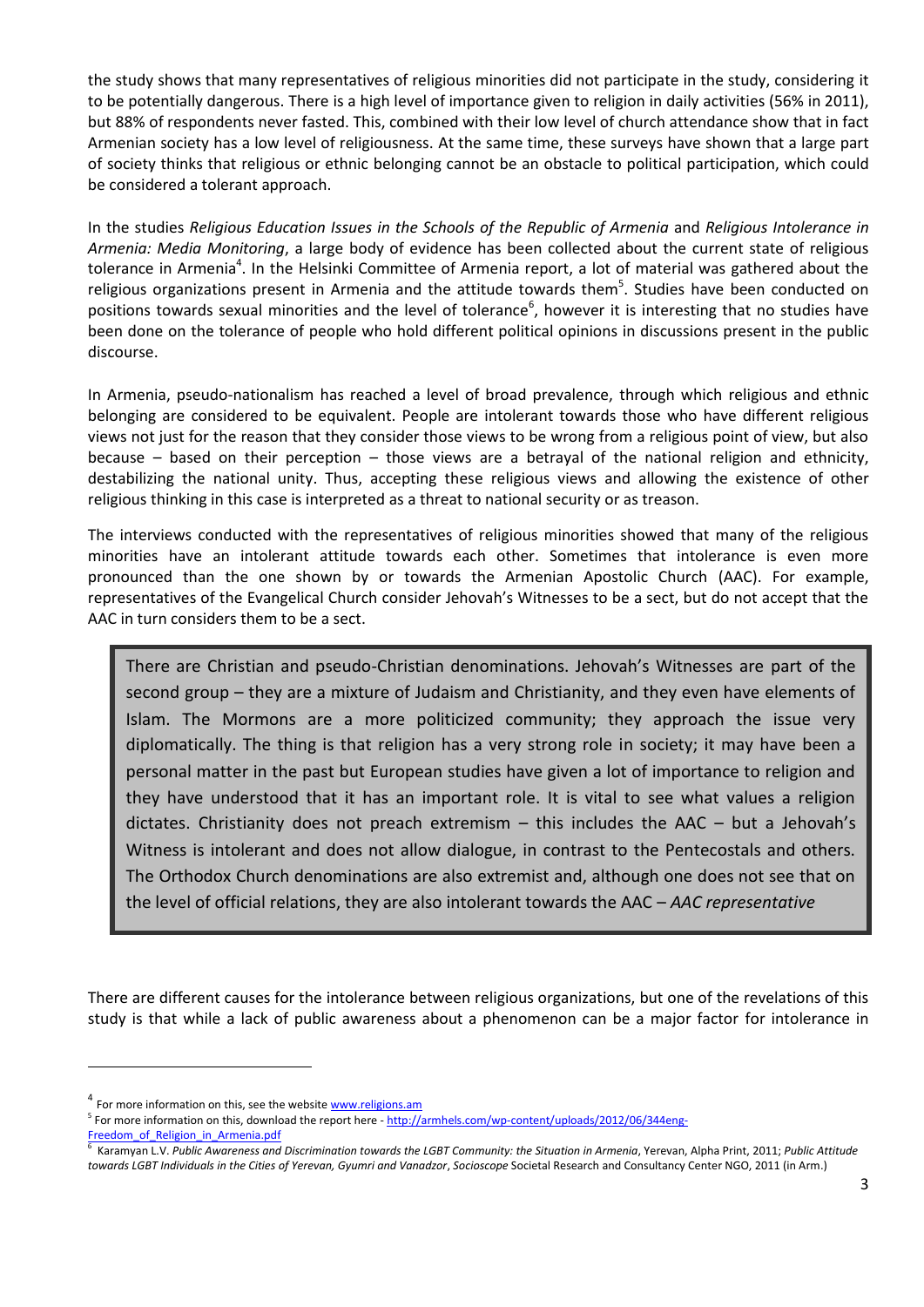the study shows that many representatives of religious minorities did not participate in the study, considering it to be potentially dangerous. There is a high level of importance given to religion in daily activities (56% in 2011), but 88% of respondents never fasted. This, combined with their low level of church attendance show that in fact Armenian society has a low level of religiousness. At the same time, these surveys have shown that a large part of society thinks that religious or ethnic belonging cannot be an obstacle to political participation, which could be considered a tolerant approach.

In the studies *Religious Education Issues in the Schools of the Republic of Armenia* and *Religious Intolerance in Armenia: Media Monitoring*, a large body of evidence has been collected about the current state of religious tolerance in Armenia[4]. In the Helsinki Committee of Armenia report, a lot of material was gathered about the religious organizations present in Armenia and the attitude towards them[5]. Studies have been conducted on positions towards sexual minorities and the level of tolerance[6], however it is interesting that no studies have been done on the tolerance of people who hold different political opinions in discussions present in the public discourse.

In Armenia, pseudo-nationalism has reached a level of broad prevalence, through which religious and ethnic belonging are considered to be equivalent. People are intolerant towards those who have different religious views not just for the reason that they consider those views to be wrong from a religious point of view, but also because – based on their perception – those views are a betrayal of the national religion and ethnicity, destabilizing the national unity. Thus, accepting these religious views and allowing the existence of other religious thinking in this case is interpreted as a threat to national security or as treason.

The interviews conducted with the representatives of religious minorities showed that many of the religious minorities have an intolerant attitude towards each other. Sometimes that intolerance is even more pronounced than the one shown by or towards the Armenian Apostolic Church (AAC). For example, representatives of the Evangelical Church consider Jehovah's Witnesses to be a sect, but do not accept that the AAC in turn considers them to be a sect.

> There are Christian and pseudo-Christian denominations. Jehovah's Witnesses are part of the second group – they are a mixture of Judaism and Christianity, and they even have elements of Islam. The Mormons are a more politicized community; they approach the issue very diplomatically. The thing is that religion has a very strong role in society; it may have been a personal matter in the past but European studies have given a lot of importance to religion and they have understood that it has an important role. It is vital to see what values a religion dictates. Christianity does not preach extremism – this includes the AAC – but a Jehovah's Witness is intolerant and does not allow dialogue, in contrast to the Pentecostals and others. The Orthodox Church denominations are also extremist and, although one does not see that on the level of official relations, they are also intolerant towards the AAC – *AAC representative*

There are different causes for the intolerance between religious organizations, but one of the revelations of this study is that while a lack of public awareness about a phenomenon can be a major factor for intolerance in

---

[4] For more information on this, see the website www.religions.am

[5] For more information on this, download the report here - http://armhels.com/wp-content/uploads/2012/06/344eng-Freedom_of_Religion_in_Armenia.pdf

[6] Karamyan L.V. *Public Awareness and Discrimination towards the LGBT Community: the Situation in Armenia*, Yerevan, Alpha Print, 2011; *Public Attitude towards LGBT Individuals in the Cities of Yerevan, Gyumri and Vanadzor*, *Socioscope* Societal Research and Consultancy Center NGO, 2011 (in Arm.)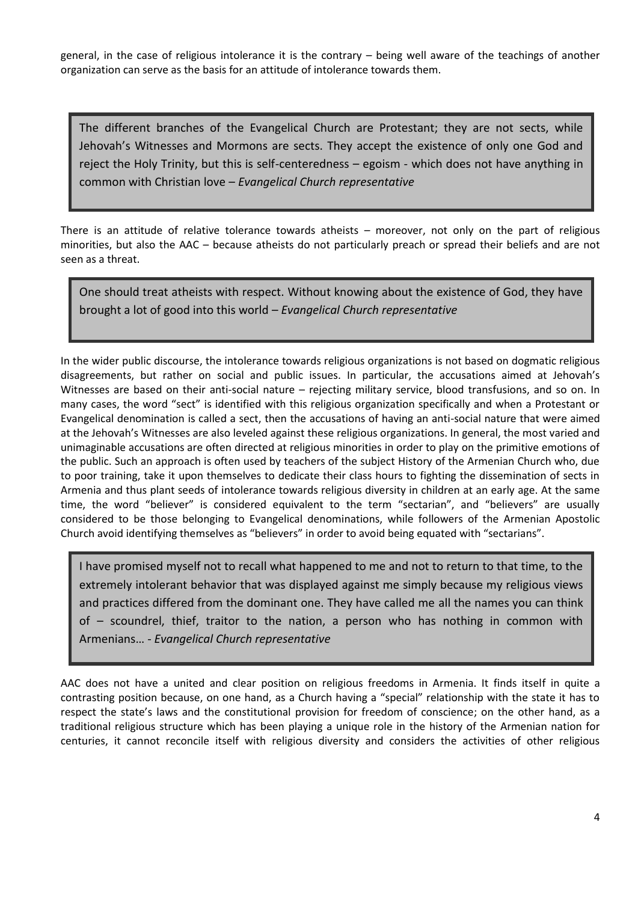general, in the case of religious intolerance it is the contrary – being well aware of the teachings of another organization can serve as the basis for an attitude of intolerance towards them.

> The different branches of the Evangelical Church are Protestant; they are not sects, while Jehovah's Witnesses and Mormons are sects. They accept the existence of only one God and reject the Holy Trinity, but this is self-centeredness – egoism - which does not have anything in common with Christian love – *Evangelical Church representative*

There is an attitude of relative tolerance towards atheists – moreover, not only on the part of religious minorities, but also the AAC – because atheists do not particularly preach or spread their beliefs and are not seen as a threat.

> One should treat atheists with respect. Without knowing about the existence of God, they have brought a lot of good into this world – *Evangelical Church representative*

In the wider public discourse, the intolerance towards religious organizations is not based on dogmatic religious disagreements, but rather on social and public issues. In particular, the accusations aimed at Jehovah's Witnesses are based on their anti-social nature – rejecting military service, blood transfusions, and so on. In many cases, the word "sect" is identified with this religious organization specifically and when a Protestant or Evangelical denomination is called a sect, then the accusations of having an anti-social nature that were aimed at the Jehovah's Witnesses are also leveled against these religious organizations. In general, the most varied and unimaginable accusations are often directed at religious minorities in order to play on the primitive emotions of the public. Such an approach is often used by teachers of the subject History of the Armenian Church who, due to poor training, take it upon themselves to dedicate their class hours to fighting the dissemination of sects in Armenia and thus plant seeds of intolerance towards religious diversity in children at an early age. At the same time, the word "believer" is considered equivalent to the term "sectarian", and "believers" are usually considered to be those belonging to Evangelical denominations, while followers of the Armenian Apostolic Church avoid identifying themselves as "believers" in order to avoid being equated with "sectarians".

> I have promised myself not to recall what happened to me and not to return to that time, to the extremely intolerant behavior that was displayed against me simply because my religious views and practices differed from the dominant one. They have called me all the names you can think of – scoundrel, thief, traitor to the nation, a person who has nothing in common with Armenians… - *Evangelical Church representative*

AAC does not have a united and clear position on religious freedoms in Armenia. It finds itself in quite a contrasting position because, on one hand, as a Church having a "special" relationship with the state it has to respect the state's laws and the constitutional provision for freedom of conscience; on the other hand, as a traditional religious structure which has been playing a unique role in the history of the Armenian nation for centuries, it cannot reconcile itself with religious diversity and considers the activities of other religious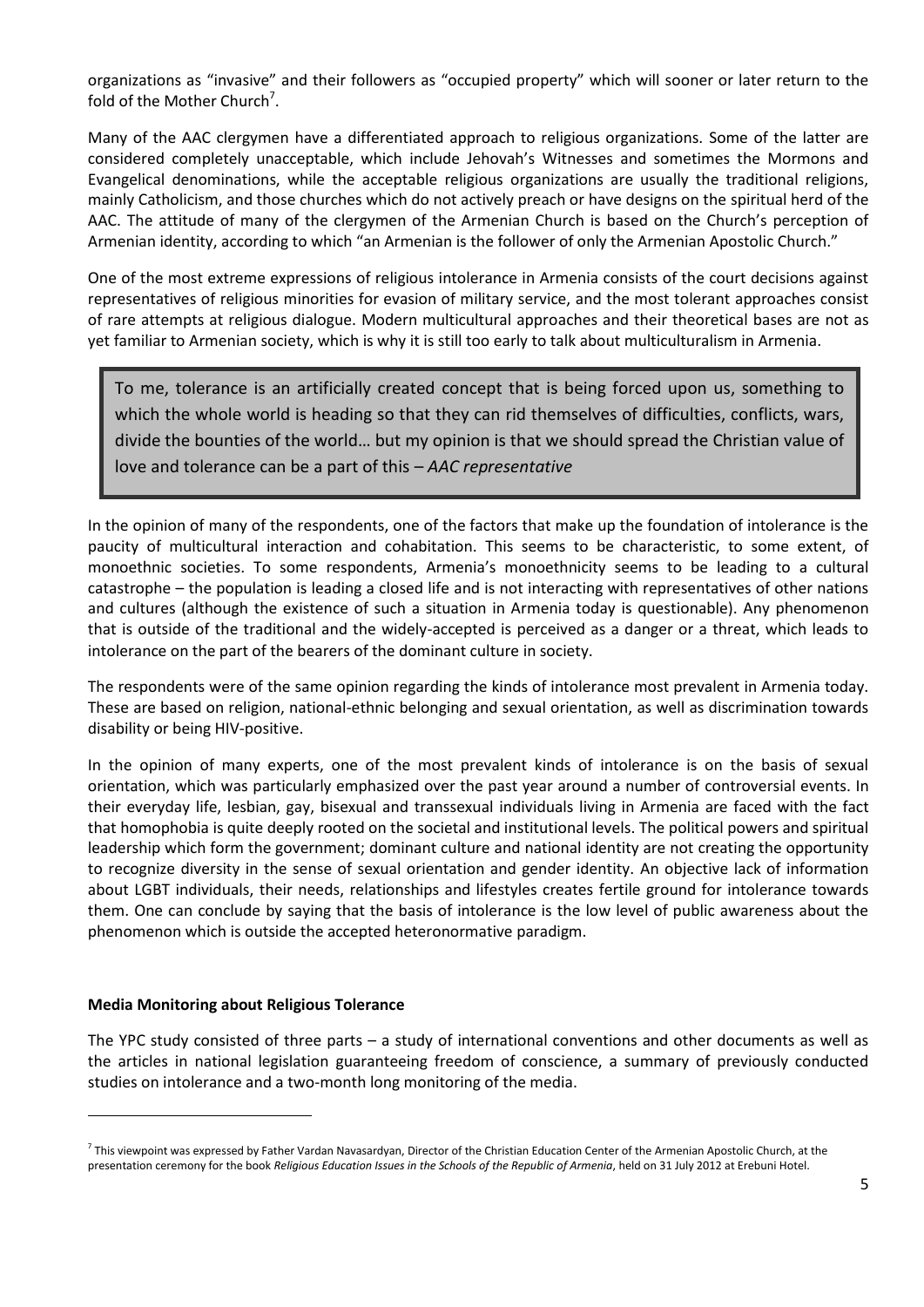organizations as "invasive" and their followers as "occupied property" which will sooner or later return to the fold of the Mother Church[7].

Many of the AAC clergymen have a differentiated approach to religious organizations. Some of the latter are considered completely unacceptable, which include Jehovah's Witnesses and sometimes the Mormons and Evangelical denominations, while the acceptable religious organizations are usually the traditional religions, mainly Catholicism, and those churches which do not actively preach or have designs on the spiritual herd of the AAC. The attitude of many of the clergymen of the Armenian Church is based on the Church's perception of Armenian identity, according to which "an Armenian is the follower of only the Armenian Apostolic Church."

One of the most extreme expressions of religious intolerance in Armenia consists of the court decisions against representatives of religious minorities for evasion of military service, and the most tolerant approaches consist of rare attempts at religious dialogue. Modern multicultural approaches and their theoretical bases are not as yet familiar to Armenian society, which is why it is still too early to talk about multiculturalism in Armenia.

> To me, tolerance is an artificially created concept that is being forced upon us, something to which the whole world is heading so that they can rid themselves of difficulties, conflicts, wars, divide the bounties of the world… but my opinion is that we should spread the Christian value of love and tolerance can be a part of this – *AAC representative*

In the opinion of many of the respondents, one of the factors that make up the foundation of intolerance is the paucity of multicultural interaction and cohabitation. This seems to be characteristic, to some extent, of monoethnic societies. To some respondents, Armenia's monoethnicity seems to be leading to a cultural catastrophe – the population is leading a closed life and is not interacting with representatives of other nations and cultures (although the existence of such a situation in Armenia today is questionable). Any phenomenon that is outside of the traditional and the widely-accepted is perceived as a danger or a threat, which leads to intolerance on the part of the bearers of the dominant culture in society.

The respondents were of the same opinion regarding the kinds of intolerance most prevalent in Armenia today. These are based on religion, national-ethnic belonging and sexual orientation, as well as discrimination towards disability or being HIV-positive.

In the opinion of many experts, one of the most prevalent kinds of intolerance is on the basis of sexual orientation, which was particularly emphasized over the past year around a number of controversial events. In their everyday life, lesbian, gay, bisexual and transsexual individuals living in Armenia are faced with the fact that homophobia is quite deeply rooted on the societal and institutional levels. The political powers and spiritual leadership which form the government; dominant culture and national identity are not creating the opportunity to recognize diversity in the sense of sexual orientation and gender identity. An objective lack of information about LGBT individuals, their needs, relationships and lifestyles creates fertile ground for intolerance towards them. One can conclude by saying that the basis of intolerance is the low level of public awareness about the phenomenon which is outside the accepted heteronormative paradigm.

**Media Monitoring about Religious Tolerance**

The YPC study consisted of three parts – a study of international conventions and other documents as well as the articles in national legislation guaranteeing freedom of conscience, a summary of previously conducted studies on intolerance and a two-month long monitoring of the media.

---

[7] This viewpoint was expressed by Father Vardan Navasardyan, Director of the Christian Education Center of the Armenian Apostolic Church, at the presentation ceremony for the book *Religious Education Issues in the Schools of the Republic of Armenia*, held on 31 July 2012 at Erebuni Hotel.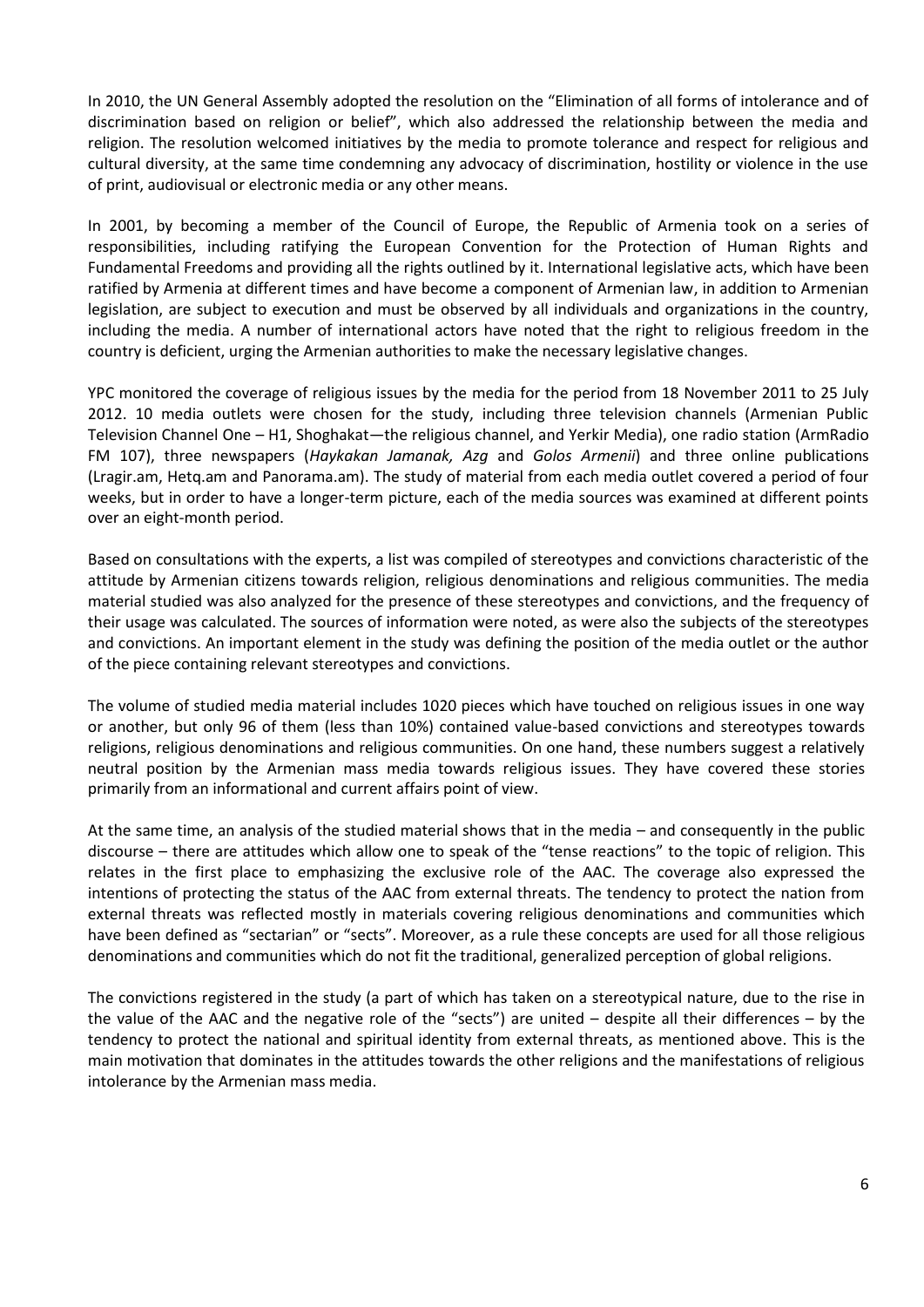In 2010, the UN General Assembly adopted the resolution on the "Elimination of all forms of intolerance and of discrimination based on religion or belief", which also addressed the relationship between the media and religion. The resolution welcomed initiatives by the media to promote tolerance and respect for religious and cultural diversity, at the same time condemning any advocacy of discrimination, hostility or violence in the use of print, audiovisual or electronic media or any other means.

In 2001, by becoming a member of the Council of Europe, the Republic of Armenia took on a series of responsibilities, including ratifying the European Convention for the Protection of Human Rights and Fundamental Freedoms and providing all the rights outlined by it. International legislative acts, which have been ratified by Armenia at different times and have become a component of Armenian law, in addition to Armenian legislation, are subject to execution and must be observed by all individuals and organizations in the country, including the media. A number of international actors have noted that the right to religious freedom in the country is deficient, urging the Armenian authorities to make the necessary legislative changes.

YPC monitored the coverage of religious issues by the media for the period from 18 November 2011 to 25 July 2012. 10 media outlets were chosen for the study, including three television channels (Armenian Public Television Channel One – H1, Shoghakat—the religious channel, and Yerkir Media), one radio station (ArmRadio FM 107), three newspapers (*Haykakan Jamanak, Azg* and *Golos Armenii*) and three online publications (Lragir.am, Hetq.am and Panorama.am). The study of material from each media outlet covered a period of four weeks, but in order to have a longer-term picture, each of the media sources was examined at different points over an eight-month period.

Based on consultations with the experts, a list was compiled of stereotypes and convictions characteristic of the attitude by Armenian citizens towards religion, religious denominations and religious communities. The media material studied was also analyzed for the presence of these stereotypes and convictions, and the frequency of their usage was calculated. The sources of information were noted, as were also the subjects of the stereotypes and convictions. An important element in the study was defining the position of the media outlet or the author of the piece containing relevant stereotypes and convictions.

The volume of studied media material includes 1020 pieces which have touched on religious issues in one way or another, but only 96 of them (less than 10%) contained value-based convictions and stereotypes towards religions, religious denominations and religious communities. On one hand, these numbers suggest a relatively neutral position by the Armenian mass media towards religious issues. They have covered these stories primarily from an informational and current affairs point of view.

At the same time, an analysis of the studied material shows that in the media – and consequently in the public discourse – there are attitudes which allow one to speak of the "tense reactions" to the topic of religion. This relates in the first place to emphasizing the exclusive role of the AAC. The coverage also expressed the intentions of protecting the status of the AAC from external threats. The tendency to protect the nation from external threats was reflected mostly in materials covering religious denominations and communities which have been defined as "sectarian" or "sects". Moreover, as a rule these concepts are used for all those religious denominations and communities which do not fit the traditional, generalized perception of global religions.

The convictions registered in the study (a part of which has taken on a stereotypical nature, due to the rise in the value of the AAC and the negative role of the "sects") are united – despite all their differences – by the tendency to protect the national and spiritual identity from external threats, as mentioned above. This is the main motivation that dominates in the attitudes towards the other religions and the manifestations of religious intolerance by the Armenian mass media.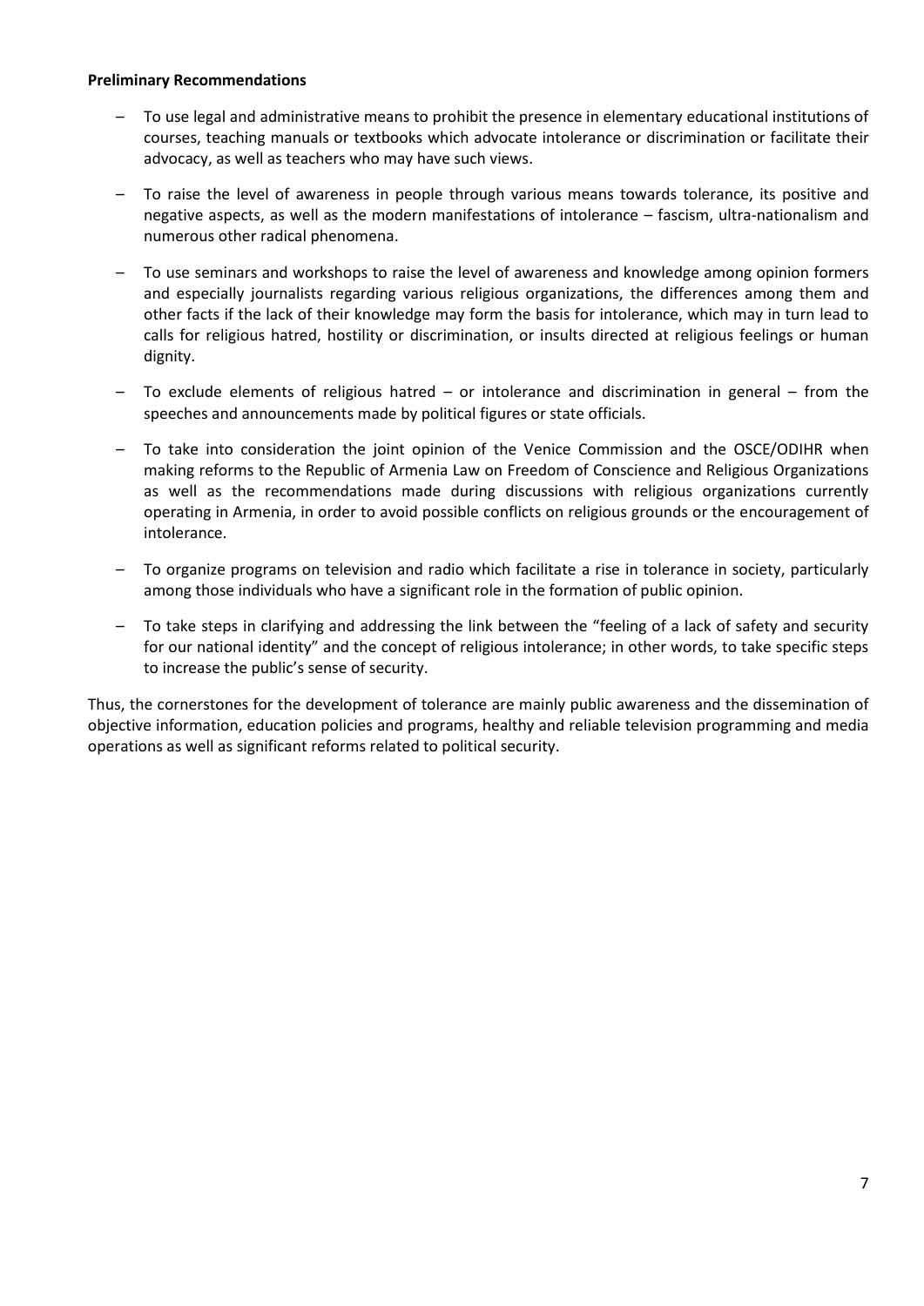**Preliminary Recommendations**

- To use legal and administrative means to prohibit the presence in elementary educational institutions of courses, teaching manuals or textbooks which advocate intolerance or discrimination or facilitate their advocacy, as well as teachers who may have such views.
- To raise the level of awareness in people through various means towards tolerance, its positive and negative aspects, as well as the modern manifestations of intolerance – fascism, ultra-nationalism and numerous other radical phenomena.
- To use seminars and workshops to raise the level of awareness and knowledge among opinion formers and especially journalists regarding various religious organizations, the differences among them and other facts if the lack of their knowledge may form the basis for intolerance, which may in turn lead to calls for religious hatred, hostility or discrimination, or insults directed at religious feelings or human dignity.
- To exclude elements of religious hatred – or intolerance and discrimination in general – from the speeches and announcements made by political figures or state officials.
- To take into consideration the joint opinion of the Venice Commission and the OSCE/ODIHR when making reforms to the Republic of Armenia Law on Freedom of Conscience and Religious Organizations as well as the recommendations made during discussions with religious organizations currently operating in Armenia, in order to avoid possible conflicts on religious grounds or the encouragement of intolerance.
- To organize programs on television and radio which facilitate a rise in tolerance in society, particularly among those individuals who have a significant role in the formation of public opinion.
- To take steps in clarifying and addressing the link between the "feeling of a lack of safety and security for our national identity" and the concept of religious intolerance; in other words, to take specific steps to increase the public's sense of security.

Thus, the cornerstones for the development of tolerance are mainly public awareness and the dissemination of objective information, education policies and programs, healthy and reliable television programming and media operations as well as significant reforms related to political security.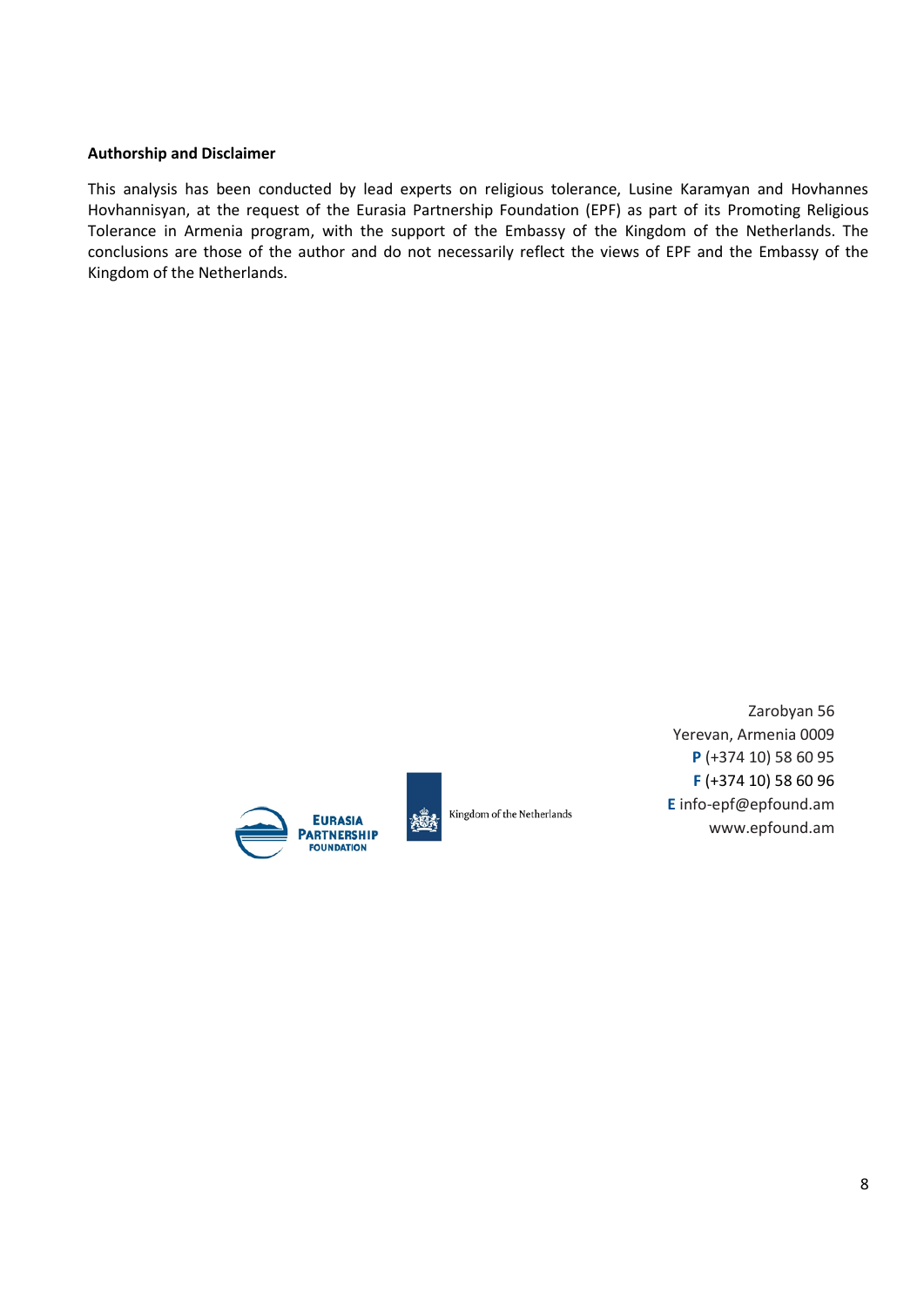**Authorship and Disclaimer**

This analysis has been conducted by lead experts on religious tolerance, Lusine Karamyan and Hovhannes Hovhannisyan, at the request of the Eurasia Partnership Foundation (EPF) as part of its Promoting Religious Tolerance in Armenia program, with the support of the Embassy of the Kingdom of the Netherlands. The conclusions are those of the author and do not necessarily reflect the views of EPF and the Embassy of the Kingdom of the Netherlands.

EURASIA PARTNERSHIP FOUNDATION

Kingdom of the Netherlands

Zarobyan 56
Yerevan, Armenia 0009
**P** (+374 10) 58 60 95
**F** (+374 10) 58 60 96
**E** info-epf@epfound.am
www.epfound.am